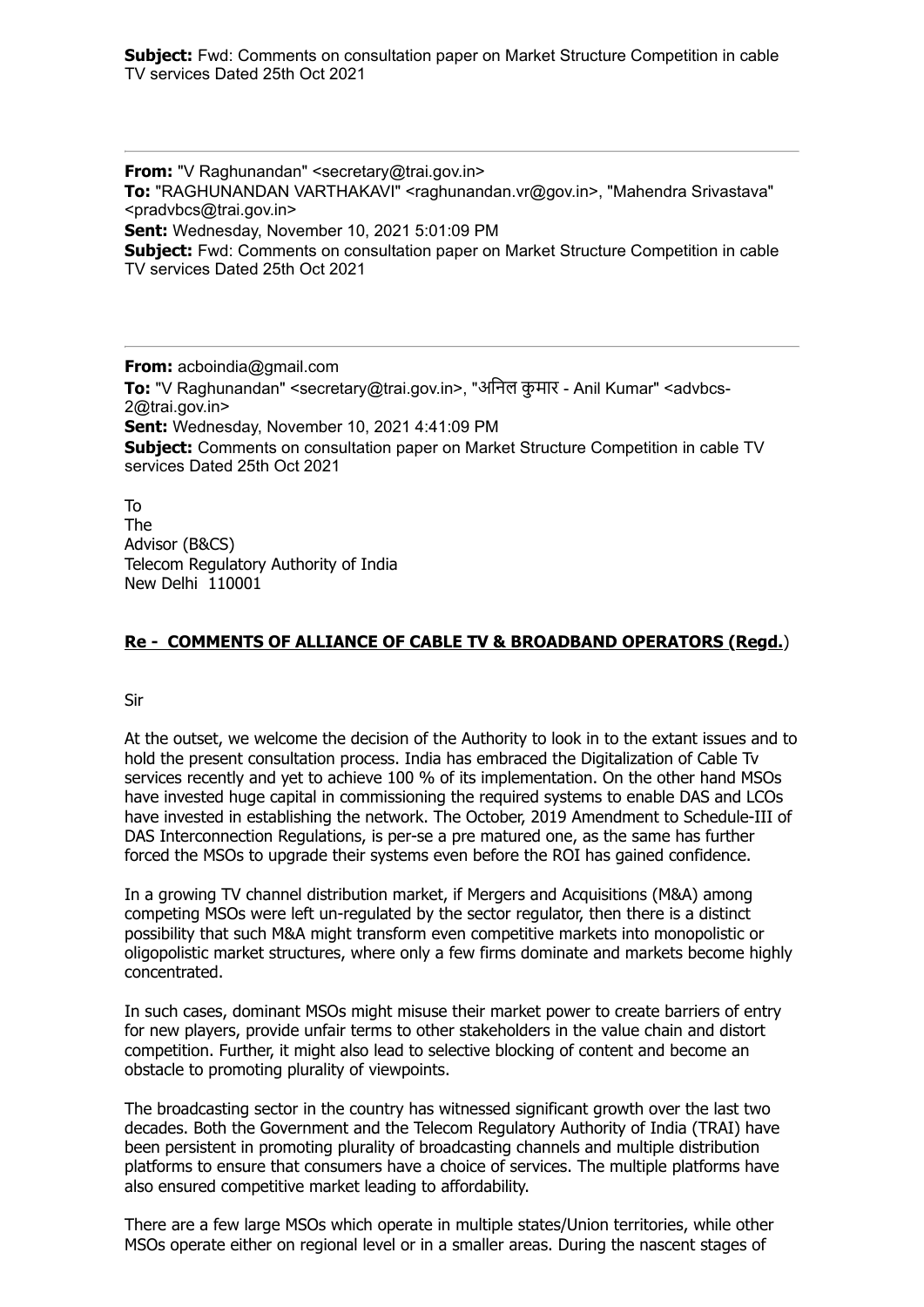**Subject:** Fwd: Comments on consultation paper on Market Structure Competition in cable TV services Dated 25th Oct 2021

---

**From:** "V Raghunandan" <secretary@trai.gov.in>
**To:** "RAGHUNANDAN VARTHAKAVI" <raghunandan.vr@gov.in>, "Mahendra Srivastava" <pradvbcs@trai.gov.in>
**Sent:** Wednesday, November 10, 2021 5:01:09 PM
**Subject:** Fwd: Comments on consultation paper on Market Structure Competition in cable TV services Dated 25th Oct 2021

---

**From:** acboindia@gmail.com
**To:** "V Raghunandan" <secretary@trai.gov.in>, "अनिल कुमार - Anil Kumar" <advbcs-2@trai.gov.in>
**Sent:** Wednesday, November 10, 2021 4:41:09 PM
**Subject:** Comments on consultation paper on Market Structure Competition in cable TV services Dated 25th Oct 2021

To
The
Advisor (B&CS)
Telecom Regulatory Authority of India
New Delhi 110001

**Re - COMMENTS OF ALLIANCE OF CABLE TV & BROADBAND OPERATORS (Regd.)**

Sir

At the outset, we welcome the decision of the Authority to look in to the extant issues and to hold the present consultation process. India has embraced the Digitalization of Cable Tv services recently and yet to achieve 100 % of its implementation. On the other hand MSOs have invested huge capital in commissioning the required systems to enable DAS and LCOs have invested in establishing the network. The October, 2019 Amendment to Schedule-III of DAS Interconnection Regulations, is per-se a pre matured one, as the same has further forced the MSOs to upgrade their systems even before the ROI has gained confidence.

In a growing TV channel distribution market, if Mergers and Acquisitions (M&A) among competing MSOs were left un-regulated by the sector regulator, then there is a distinct possibility that such M&A might transform even competitive markets into monopolistic or oligopolistic market structures, where only a few firms dominate and markets become highly concentrated.

In such cases, dominant MSOs might misuse their market power to create barriers of entry for new players, provide unfair terms to other stakeholders in the value chain and distort competition. Further, it might also lead to selective blocking of content and become an obstacle to promoting plurality of viewpoints.

The broadcasting sector in the country has witnessed significant growth over the last two decades. Both the Government and the Telecom Regulatory Authority of India (TRAI) have been persistent in promoting plurality of broadcasting channels and multiple distribution platforms to ensure that consumers have a choice of services. The multiple platforms have also ensured competitive market leading to affordability.

There are a few large MSOs which operate in multiple states/Union territories, while other MSOs operate either on regional level or in a smaller areas. During the nascent stages of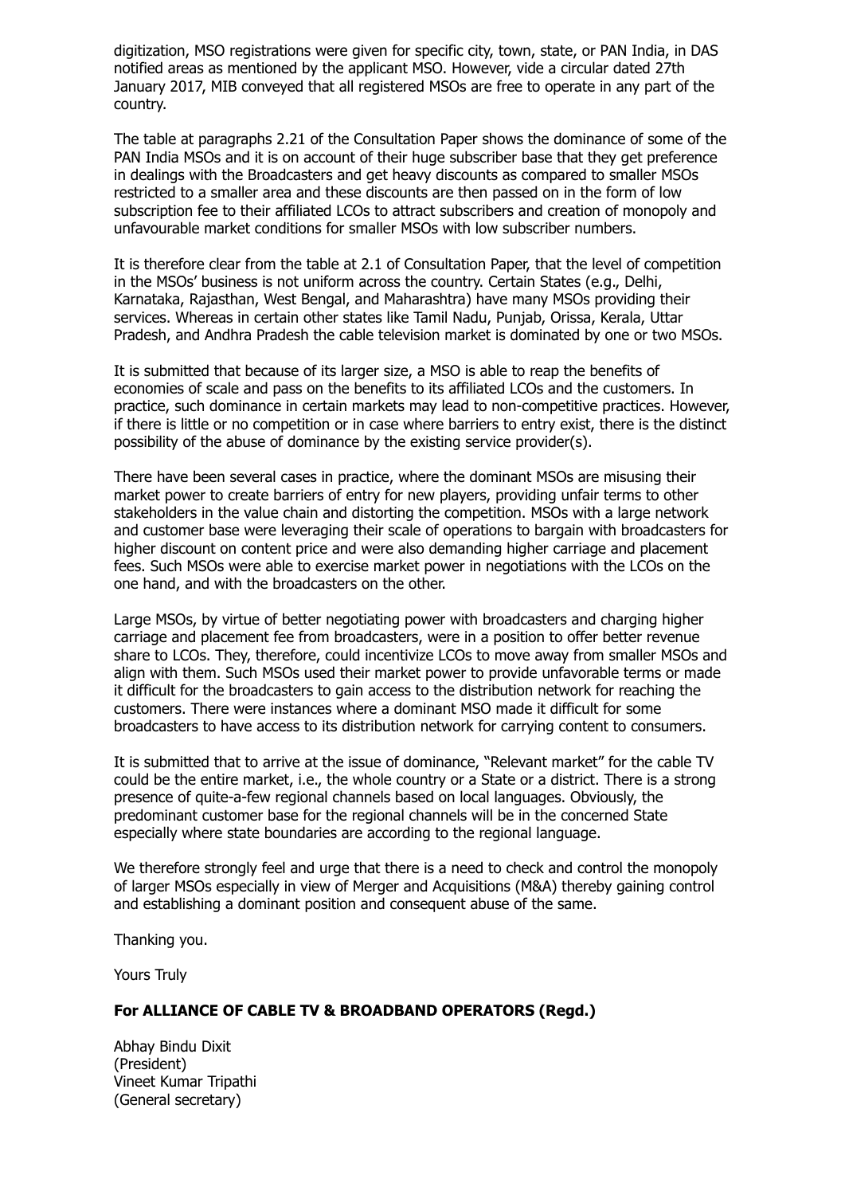digitization, MSO registrations were given for specific city, town, state, or PAN India, in DAS notified areas as mentioned by the applicant MSO. However, vide a circular dated 27th January 2017, MIB conveyed that all registered MSOs are free to operate in any part of the country.

The table at paragraphs 2.21 of the Consultation Paper shows the dominance of some of the PAN India MSOs and it is on account of their huge subscriber base that they get preference in dealings with the Broadcasters and get heavy discounts as compared to smaller MSOs restricted to a smaller area and these discounts are then passed on in the form of low subscription fee to their affiliated LCOs to attract subscribers and creation of monopoly and unfavourable market conditions for smaller MSOs with low subscriber numbers.

It is therefore clear from the table at 2.1 of Consultation Paper, that the level of competition in the MSOs' business is not uniform across the country. Certain States (e.g., Delhi, Karnataka, Rajasthan, West Bengal, and Maharashtra) have many MSOs providing their services. Whereas in certain other states like Tamil Nadu, Punjab, Orissa, Kerala, Uttar Pradesh, and Andhra Pradesh the cable television market is dominated by one or two MSOs.

It is submitted that because of its larger size, a MSO is able to reap the benefits of economies of scale and pass on the benefits to its affiliated LCOs and the customers. In practice, such dominance in certain markets may lead to non-competitive practices. However, if there is little or no competition or in case where barriers to entry exist, there is the distinct possibility of the abuse of dominance by the existing service provider(s).

There have been several cases in practice, where the dominant MSOs are misusing their market power to create barriers of entry for new players, providing unfair terms to other stakeholders in the value chain and distorting the competition. MSOs with a large network and customer base were leveraging their scale of operations to bargain with broadcasters for higher discount on content price and were also demanding higher carriage and placement fees. Such MSOs were able to exercise market power in negotiations with the LCOs on the one hand, and with the broadcasters on the other.

Large MSOs, by virtue of better negotiating power with broadcasters and charging higher carriage and placement fee from broadcasters, were in a position to offer better revenue share to LCOs. They, therefore, could incentivize LCOs to move away from smaller MSOs and align with them. Such MSOs used their market power to provide unfavorable terms or made it difficult for the broadcasters to gain access to the distribution network for reaching the customers. There were instances where a dominant MSO made it difficult for some broadcasters to have access to its distribution network for carrying content to consumers.

It is submitted that to arrive at the issue of dominance, "Relevant market" for the cable TV could be the entire market, i.e., the whole country or a State or a district. There is a strong presence of quite-a-few regional channels based on local languages. Obviously, the predominant customer base for the regional channels will be in the concerned State especially where state boundaries are according to the regional language.

We therefore strongly feel and urge that there is a need to check and control the monopoly of larger MSOs especially in view of Merger and Acquisitions (M&A) thereby gaining control and establishing a dominant position and consequent abuse of the same.

Thanking you.

Yours Truly

**For ALLIANCE OF CABLE TV & BROADBAND OPERATORS (Regd.)**

Abhay Bindu Dixit
(President)
Vineet Kumar Tripathi
(General secretary)